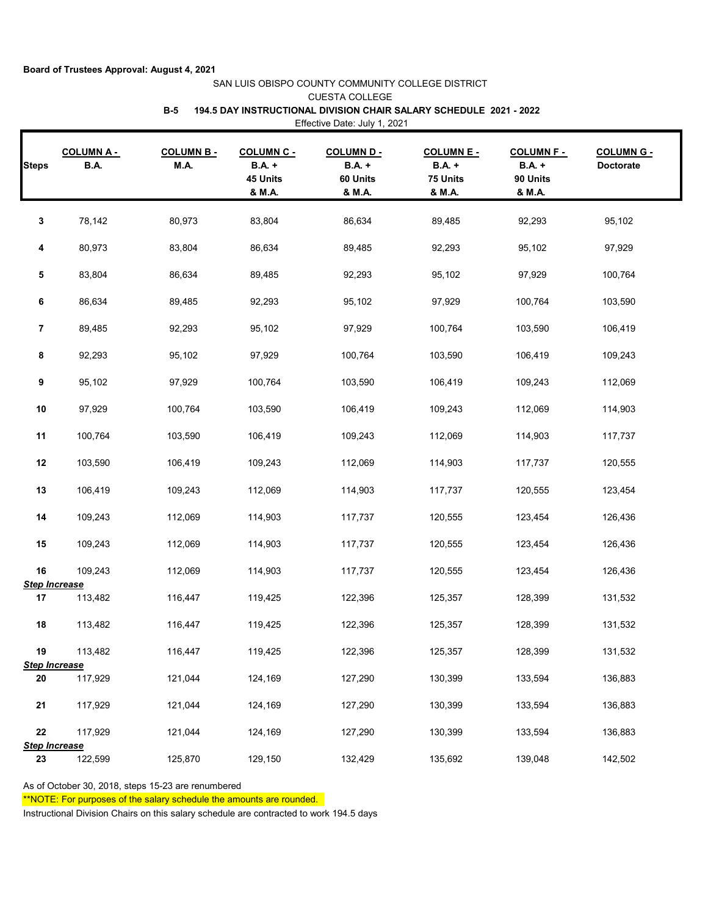**Board of Trustees Approval: August 4, 2021**

SAN LUIS OBISPO COUNTY COMMUNITY COLLEGE DISTRICT

CUESTA COLLEGE

**B-5 194.5 DAY INSTRUCTIONAL DIVISION CHAIR SALARY SCHEDULE 2021 - 2022**

Effective Date: July 1, 2021

| Steps | COLUMN A - B.A. | COLUMN B - M.A. | COLUMN C - B.A. + 45 Units & M.A. | COLUMN D - B.A. + 60 Units & M.A. | COLUMN E - B.A. + 75 Units & M.A. | COLUMN F - B.A. + 90 Units & M.A. | COLUMN G - Doctorate |
|---|---|---|---|---|---|---|---|
| 3 | 78,142 | 80,973 | 83,804 | 86,634 | 89,485 | 92,293 | 95,102 |
| 4 | 80,973 | 83,804 | 86,634 | 89,485 | 92,293 | 95,102 | 97,929 |
| 5 | 83,804 | 86,634 | 89,485 | 92,293 | 95,102 | 97,929 | 100,764 |
| 6 | 86,634 | 89,485 | 92,293 | 95,102 | 97,929 | 100,764 | 103,590 |
| 7 | 89,485 | 92,293 | 95,102 | 97,929 | 100,764 | 103,590 | 106,419 |
| 8 | 92,293 | 95,102 | 97,929 | 100,764 | 103,590 | 106,419 | 109,243 |
| 9 | 95,102 | 97,929 | 100,764 | 103,590 | 106,419 | 109,243 | 112,069 |
| 10 | 97,929 | 100,764 | 103,590 | 106,419 | 109,243 | 112,069 | 114,903 |
| 11 | 100,764 | 103,590 | 106,419 | 109,243 | 112,069 | 114,903 | 117,737 |
| 12 | 103,590 | 106,419 | 109,243 | 112,069 | 114,903 | 117,737 | 120,555 |
| 13 | 106,419 | 109,243 | 112,069 | 114,903 | 117,737 | 120,555 | 123,454 |
| 14 | 109,243 | 112,069 | 114,903 | 117,737 | 120,555 | 123,454 | 126,436 |
| 15 | 109,243 | 112,069 | 114,903 | 117,737 | 120,555 | 123,454 | 126,436 |
| 16 | 109,243 | 112,069 | 114,903 | 117,737 | 120,555 | 123,454 | 126,436 |
| ***Step Increase*** | | | | | | | |
| 17 | 113,482 | 116,447 | 119,425 | 122,396 | 125,357 | 128,399 | 131,532 |
| 18 | 113,482 | 116,447 | 119,425 | 122,396 | 125,357 | 128,399 | 131,532 |
| 19 | 113,482 | 116,447 | 119,425 | 122,396 | 125,357 | 128,399 | 131,532 |
| ***Step Increase*** | | | | | | | |
| 20 | 117,929 | 121,044 | 124,169 | 127,290 | 130,399 | 133,594 | 136,883 |
| 21 | 117,929 | 121,044 | 124,169 | 127,290 | 130,399 | 133,594 | 136,883 |
| 22 | 117,929 | 121,044 | 124,169 | 127,290 | 130,399 | 133,594 | 136,883 |
| ***Step Increase*** | | | | | | | |
| 23 | 122,599 | 125,870 | 129,150 | 132,429 | 135,692 | 139,048 | 142,502 |

As of October 30, 2018, steps 15-23 are renumbered

**NOTE: For purposes of the salary schedule the amounts are rounded.

Instructional Division Chairs on this salary schedule are contracted to work 194.5 days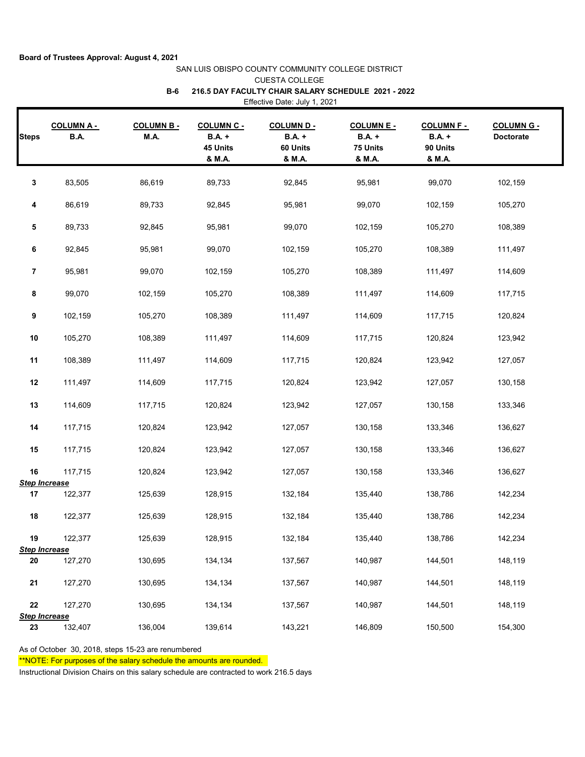**Board of Trustees Approval: August 4, 2021**

SAN LUIS OBISPO COUNTY COMMUNITY COLLEGE DISTRICT

CUESTA COLLEGE

**B-6 216.5 DAY FACULTY CHAIR SALARY SCHEDULE 2021 - 2022**

Effective Date: July 1, 2021

| Steps | COLUMN A - B.A. | COLUMN B - M.A. | COLUMN C - B.A. + 45 Units & M.A. | COLUMN D - B.A. + 60 Units & M.A. | COLUMN E - B.A. + 75 Units & M.A. | COLUMN F - B.A. + 90 Units & M.A. | COLUMN G - Doctorate |
|---|---|---|---|---|---|---|---|
| 3 | 83,505 | 86,619 | 89,733 | 92,845 | 95,981 | 99,070 | 102,159 |
| 4 | 86,619 | 89,733 | 92,845 | 95,981 | 99,070 | 102,159 | 105,270 |
| 5 | 89,733 | 92,845 | 95,981 | 99,070 | 102,159 | 105,270 | 108,389 |
| 6 | 92,845 | 95,981 | 99,070 | 102,159 | 105,270 | 108,389 | 111,497 |
| 7 | 95,981 | 99,070 | 102,159 | 105,270 | 108,389 | 111,497 | 114,609 |
| 8 | 99,070 | 102,159 | 105,270 | 108,389 | 111,497 | 114,609 | 117,715 |
| 9 | 102,159 | 105,270 | 108,389 | 111,497 | 114,609 | 117,715 | 120,824 |
| 10 | 105,270 | 108,389 | 111,497 | 114,609 | 117,715 | 120,824 | 123,942 |
| 11 | 108,389 | 111,497 | 114,609 | 117,715 | 120,824 | 123,942 | 127,057 |
| 12 | 111,497 | 114,609 | 117,715 | 120,824 | 123,942 | 127,057 | 130,158 |
| 13 | 114,609 | 117,715 | 120,824 | 123,942 | 127,057 | 130,158 | 133,346 |
| 14 | 117,715 | 120,824 | 123,942 | 127,057 | 130,158 | 133,346 | 136,627 |
| 15 | 117,715 | 120,824 | 123,942 | 127,057 | 130,158 | 133,346 | 136,627 |
| 16 | 117,715 | 120,824 | 123,942 | 127,057 | 130,158 | 133,346 | 136,627 |
| ***Step Increase*** | | | | | | | |
| 17 | 122,377 | 125,639 | 128,915 | 132,184 | 135,440 | 138,786 | 142,234 |
| 18 | 122,377 | 125,639 | 128,915 | 132,184 | 135,440 | 138,786 | 142,234 |
| 19 | 122,377 | 125,639 | 128,915 | 132,184 | 135,440 | 138,786 | 142,234 |
| ***Step Increase*** | | | | | | | |
| 20 | 127,270 | 130,695 | 134,134 | 137,567 | 140,987 | 144,501 | 148,119 |
| 21 | 127,270 | 130,695 | 134,134 | 137,567 | 140,987 | 144,501 | 148,119 |
| 22 | 127,270 | 130,695 | 134,134 | 137,567 | 140,987 | 144,501 | 148,119 |
| ***Step Increase*** | | | | | | | |
| 23 | 132,407 | 136,004 | 139,614 | 143,221 | 146,809 | 150,500 | 154,300 |

As of October 30, 2018, steps 15-23 are renumbered

**NOTE: For purposes of the salary schedule the amounts are rounded.

Instructional Division Chairs on this salary schedule are contracted to work 216.5 days